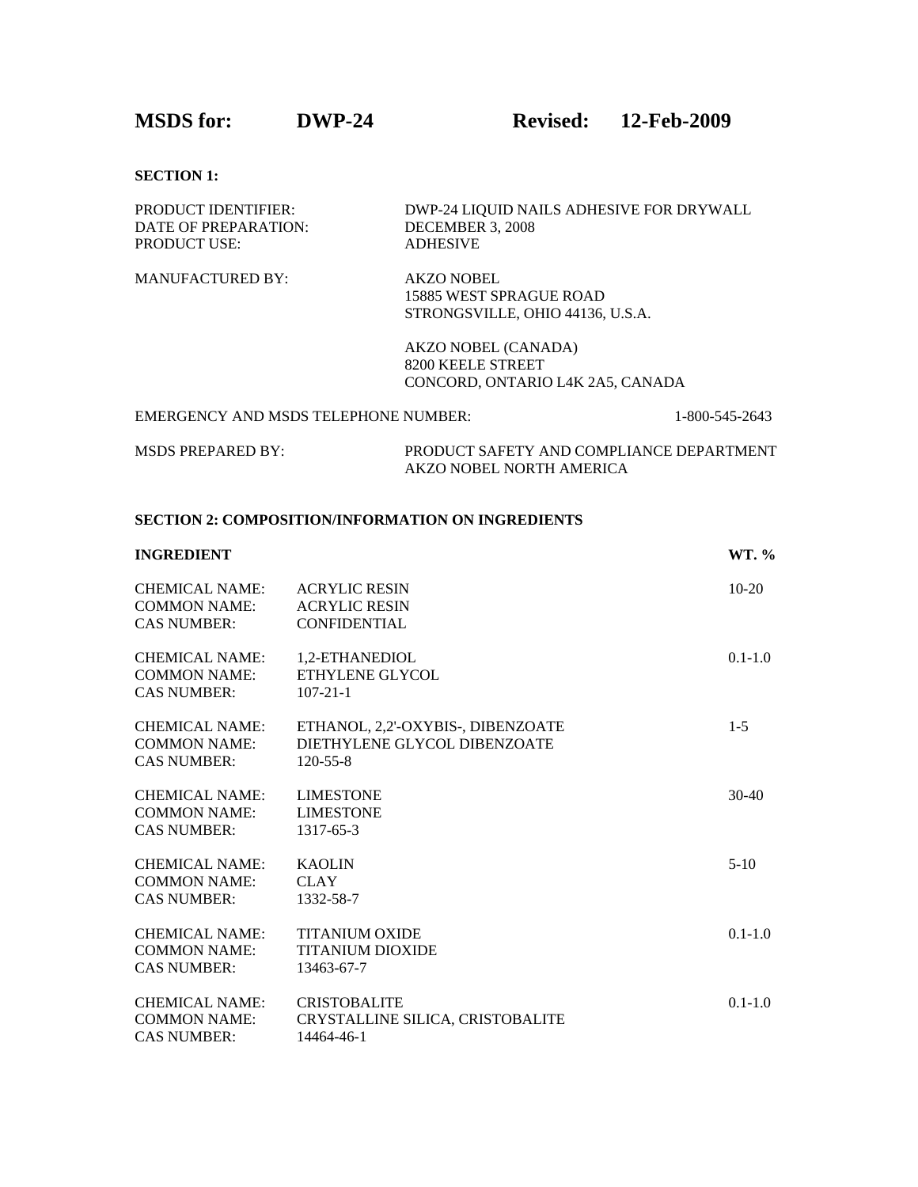# MSDS for: DWP-24 Revised: 12-Feb-2009

## SECTION 1:

| | |
|---|---|
| PRODUCT IDENTIFIER: | DWP-24 LIQUID NAILS ADHESIVE FOR DRYWALL |
| DATE OF PREPARATION: | DECEMBER 3, 2008 |
| PRODUCT USE: | ADHESIVE |

MANUFACTURED BY:

AKZO NOBEL
15885 WEST SPRAGUE ROAD
STRONGSVILLE, OHIO 44136, U.S.A.

AKZO NOBEL (CANADA)
8200 KEELE STREET
CONCORD, ONTARIO L4K 2A5, CANADA

EMERGENCY AND MSDS TELEPHONE NUMBER: 1-800-545-2643

MSDS PREPARED BY: PRODUCT SAFETY AND COMPLIANCE DEPARTMENT
AKZO NOBEL NORTH AMERICA

## SECTION 2: COMPOSITION/INFORMATION ON INGREDIENTS

| INGREDIENT | | WT. % |
|---|---|---|
| CHEMICAL NAME: | ACRYLIC RESIN | 10-20 |
| COMMON NAME: | ACRYLIC RESIN | |
| CAS NUMBER: | CONFIDENTIAL | |
| CHEMICAL NAME: | 1,2-ETHANEDIOL | 0.1-1.0 |
| COMMON NAME: | ETHYLENE GLYCOL | |
| CAS NUMBER: | 107-21-1 | |
| CHEMICAL NAME: | ETHANOL, 2,2'-OXYBIS-, DIBENZOATE | 1-5 |
| COMMON NAME: | DIETHYLENE GLYCOL DIBENZOATE | |
| CAS NUMBER: | 120-55-8 | |
| CHEMICAL NAME: | LIMESTONE | 30-40 |
| COMMON NAME: | LIMESTONE | |
| CAS NUMBER: | 1317-65-3 | |
| CHEMICAL NAME: | KAOLIN | 5-10 |
| COMMON NAME: | CLAY | |
| CAS NUMBER: | 1332-58-7 | |
| CHEMICAL NAME: | TITANIUM OXIDE | 0.1-1.0 |
| COMMON NAME: | TITANIUM DIOXIDE | |
| CAS NUMBER: | 13463-67-7 | |
| CHEMICAL NAME: | CRISTOBALITE | 0.1-1.0 |
| COMMON NAME: | CRYSTALLINE SILICA, CRISTOBALITE | |
| CAS NUMBER: | 14464-46-1 | |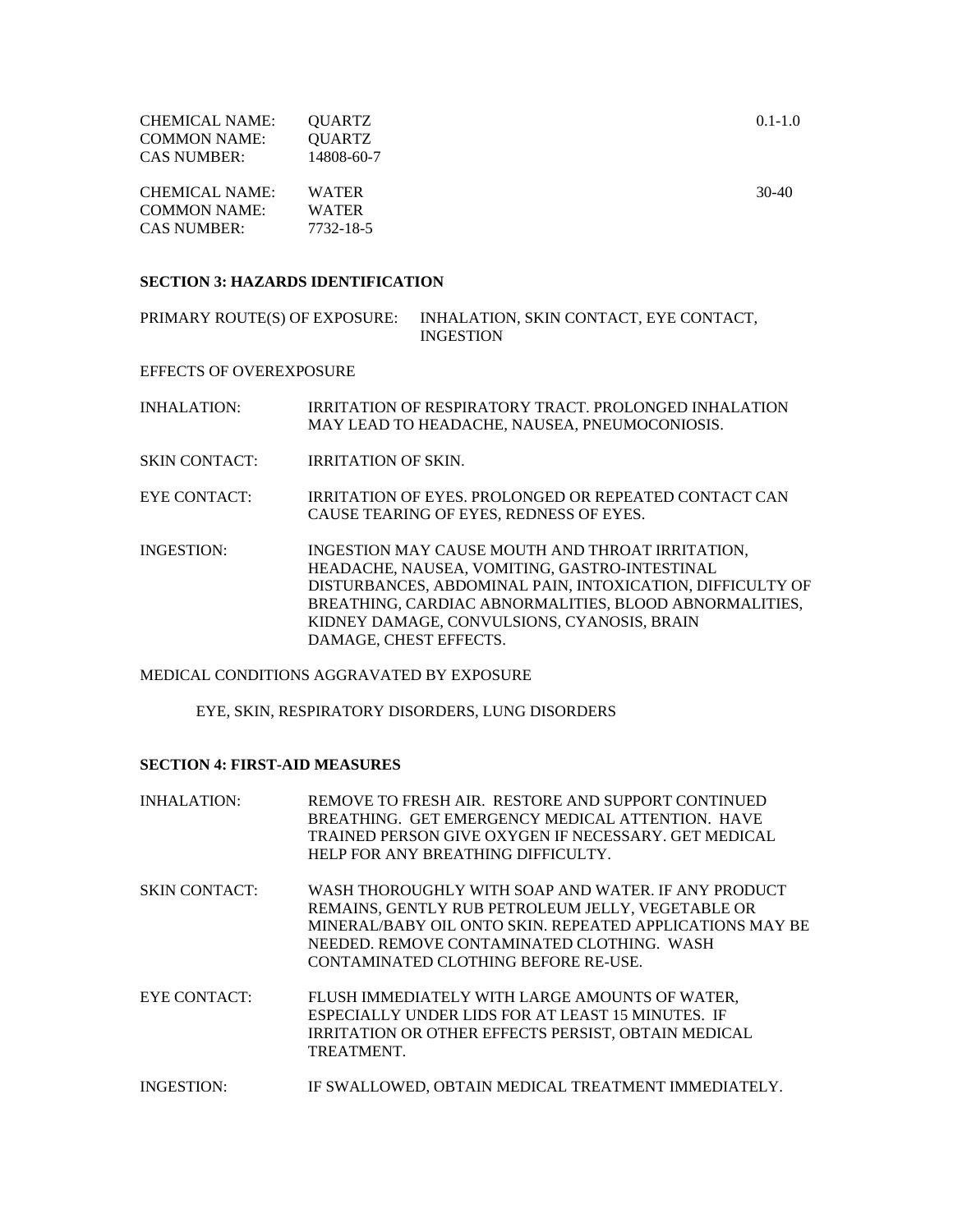| | | |
|---|---|---|
| CHEMICAL NAME: | QUARTZ | 0.1-1.0 |
| COMMON NAME: | QUARTZ | |
| CAS NUMBER: | 14808-60-7 | |
| | | |
| CHEMICAL NAME: | WATER | 30-40 |
| COMMON NAME: | WATER | |
| CAS NUMBER: | 7732-18-5 | |

**SECTION 3: HAZARDS IDENTIFICATION**

PRIMARY ROUTE(S) OF EXPOSURE: INHALATION, SKIN CONTACT, EYE CONTACT, INGESTION

EFFECTS OF OVEREXPOSURE

INHALATION: IRRITATION OF RESPIRATORY TRACT. PROLONGED INHALATION MAY LEAD TO HEADACHE, NAUSEA, PNEUMOCONIOSIS.

SKIN CONTACT: IRRITATION OF SKIN.

EYE CONTACT: IRRITATION OF EYES. PROLONGED OR REPEATED CONTACT CAN CAUSE TEARING OF EYES, REDNESS OF EYES.

INGESTION: INGESTION MAY CAUSE MOUTH AND THROAT IRRITATION, HEADACHE, NAUSEA, VOMITING, GASTRO-INTESTINAL DISTURBANCES, ABDOMINAL PAIN, INTOXICATION, DIFFICULTY OF BREATHING, CARDIAC ABNORMALITIES, BLOOD ABNORMALITIES, KIDNEY DAMAGE, CONVULSIONS, CYANOSIS, BRAIN DAMAGE, CHEST EFFECTS.

MEDICAL CONDITIONS AGGRAVATED BY EXPOSURE

EYE, SKIN, RESPIRATORY DISORDERS, LUNG DISORDERS

**SECTION 4: FIRST-AID MEASURES**

INHALATION: REMOVE TO FRESH AIR. RESTORE AND SUPPORT CONTINUED BREATHING. GET EMERGENCY MEDICAL ATTENTION. HAVE TRAINED PERSON GIVE OXYGEN IF NECESSARY. GET MEDICAL HELP FOR ANY BREATHING DIFFICULTY.

SKIN CONTACT: WASH THOROUGHLY WITH SOAP AND WATER. IF ANY PRODUCT REMAINS, GENTLY RUB PETROLEUM JELLY, VEGETABLE OR MINERAL/BABY OIL ONTO SKIN. REPEATED APPLICATIONS MAY BE NEEDED. REMOVE CONTAMINATED CLOTHING. WASH CONTAMINATED CLOTHING BEFORE RE-USE.

EYE CONTACT: FLUSH IMMEDIATELY WITH LARGE AMOUNTS OF WATER, ESPECIALLY UNDER LIDS FOR AT LEAST 15 MINUTES. IF IRRITATION OR OTHER EFFECTS PERSIST, OBTAIN MEDICAL TREATMENT.

INGESTION: IF SWALLOWED, OBTAIN MEDICAL TREATMENT IMMEDIATELY.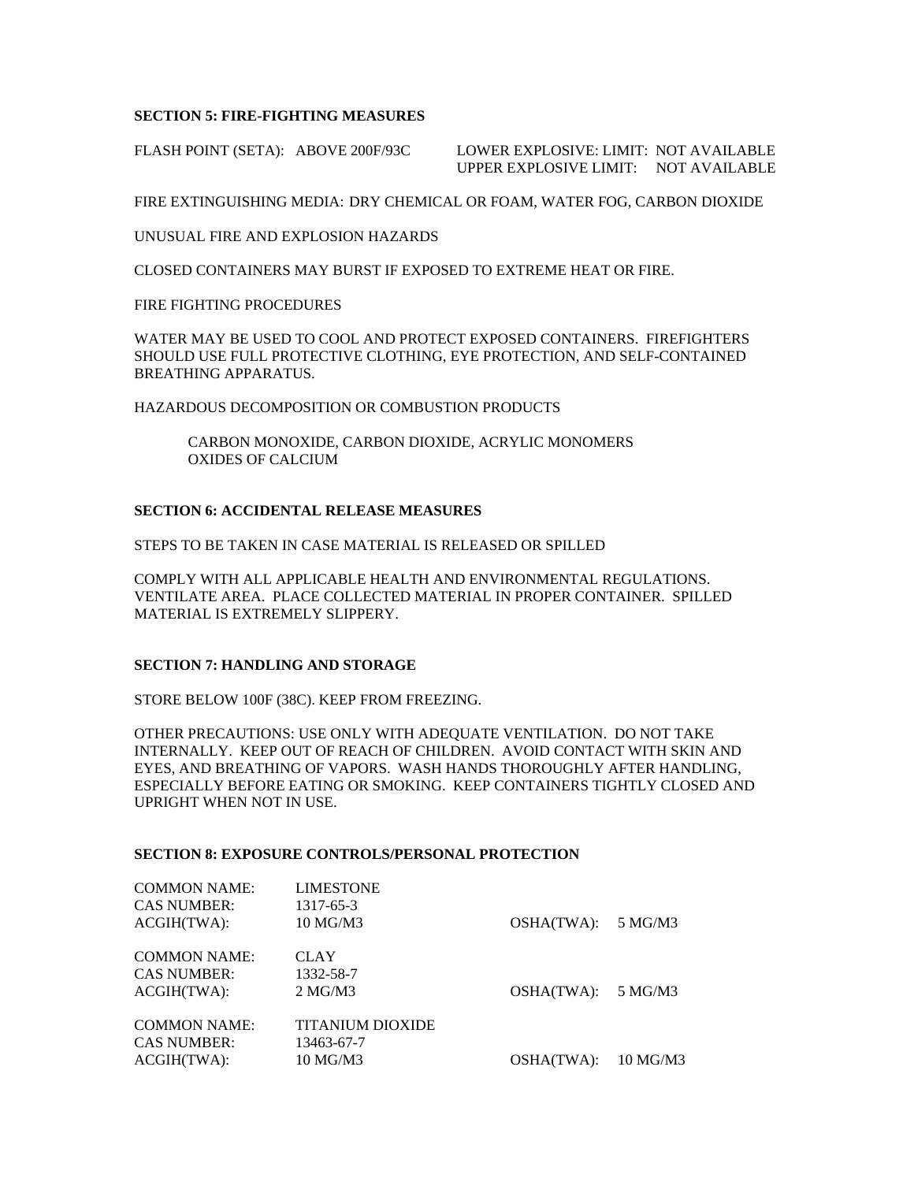## SECTION 5: FIRE-FIGHTING MEASURES

FLASH POINT (SETA): ABOVE 200F/93C

LOWER EXPLOSIVE: LIMIT: NOT AVAILABLE
UPPER EXPLOSIVE LIMIT: NOT AVAILABLE

FIRE EXTINGUISHING MEDIA: DRY CHEMICAL OR FOAM, WATER FOG, CARBON DIOXIDE

UNUSUAL FIRE AND EXPLOSION HAZARDS

CLOSED CONTAINERS MAY BURST IF EXPOSED TO EXTREME HEAT OR FIRE.

FIRE FIGHTING PROCEDURES

WATER MAY BE USED TO COOL AND PROTECT EXPOSED CONTAINERS. FIREFIGHTERS SHOULD USE FULL PROTECTIVE CLOTHING, EYE PROTECTION, AND SELF-CONTAINED BREATHING APPARATUS.

HAZARDOUS DECOMPOSITION OR COMBUSTION PRODUCTS

CARBON MONOXIDE, CARBON DIOXIDE, ACRYLIC MONOMERS
OXIDES OF CALCIUM

## SECTION 6: ACCIDENTAL RELEASE MEASURES

STEPS TO BE TAKEN IN CASE MATERIAL IS RELEASED OR SPILLED

COMPLY WITH ALL APPLICABLE HEALTH AND ENVIRONMENTAL REGULATIONS. VENTILATE AREA. PLACE COLLECTED MATERIAL IN PROPER CONTAINER. SPILLED MATERIAL IS EXTREMELY SLIPPERY.

## SECTION 7: HANDLING AND STORAGE

STORE BELOW 100F (38C). KEEP FROM FREEZING.

OTHER PRECAUTIONS: USE ONLY WITH ADEQUATE VENTILATION. DO NOT TAKE INTERNALLY. KEEP OUT OF REACH OF CHILDREN. AVOID CONTACT WITH SKIN AND EYES, AND BREATHING OF VAPORS. WASH HANDS THOROUGHLY AFTER HANDLING, ESPECIALLY BEFORE EATING OR SMOKING. KEEP CONTAINERS TIGHTLY CLOSED AND UPRIGHT WHEN NOT IN USE.

## SECTION 8: EXPOSURE CONTROLS/PERSONAL PROTECTION

COMMON NAME: LIMESTONE
CAS NUMBER: 1317-65-3
ACGIH(TWA): 10 MG/M3 OSHA(TWA): 5 MG/M3

COMMON NAME: CLAY
CAS NUMBER: 1332-58-7
ACGIH(TWA): 2 MG/M3 OSHA(TWA): 5 MG/M3

COMMON NAME: TITANIUM DIOXIDE
CAS NUMBER: 13463-67-7
ACGIH(TWA): 10 MG/M3 OSHA(TWA): 10 MG/M3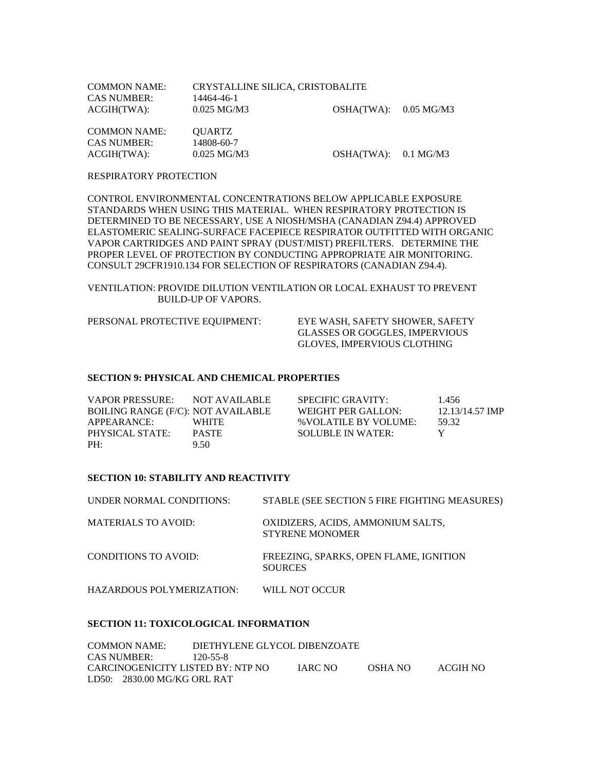| | | | |
|---|---|---|---|
| COMMON NAME: | CRYSTALLINE SILICA, CRISTOBALITE | | |
| CAS NUMBER: | 14464-46-1 | | |
| ACGIH(TWA): | 0.025 MG/M3 | OSHA(TWA): | 0.05 MG/M3 |

| | | | |
|---|---|---|---|
| COMMON NAME: | QUARTZ | | |
| CAS NUMBER: | 14808-60-7 | | |
| ACGIH(TWA): | 0.025 MG/M3 | OSHA(TWA): | 0.1 MG/M3 |

RESPIRATORY PROTECTION

CONTROL ENVIRONMENTAL CONCENTRATIONS BELOW APPLICABLE EXPOSURE STANDARDS WHEN USING THIS MATERIAL. WHEN RESPIRATORY PROTECTION IS DETERMINED TO BE NECESSARY, USE A NIOSH/MSHA (CANADIAN Z94.4) APPROVED ELASTOMERIC SEALING-SURFACE FACEPIECE RESPIRATOR OUTFITTED WITH ORGANIC VAPOR CARTRIDGES AND PAINT SPRAY (DUST/MIST) PREFILTERS. DETERMINE THE PROPER LEVEL OF PROTECTION BY CONDUCTING APPROPRIATE AIR MONITORING. CONSULT 29CFR1910.134 FOR SELECTION OF RESPIRATORS (CANADIAN Z94.4).

VENTILATION: PROVIDE DILUTION VENTILATION OR LOCAL EXHAUST TO PREVENT BUILD-UP OF VAPORS.

PERSONAL PROTECTIVE EQUIPMENT: EYE WASH, SAFETY SHOWER, SAFETY GLASSES OR GOGGLES, IMPERVIOUS GLOVES, IMPERVIOUS CLOTHING

## SECTION 9: PHYSICAL AND CHEMICAL PROPERTIES

| | | | |
|---|---|---|---|
| VAPOR PRESSURE: | NOT AVAILABLE | SPECIFIC GRAVITY: | 1.456 |
| BOILING RANGE (F/C): | NOT AVAILABLE | WEIGHT PER GALLON: | 12.13/14.57 IMP |
| APPEARANCE: | WHITE | %VOLATILE BY VOLUME: | 59.32 |
| PHYSICAL STATE: | PASTE | SOLUBLE IN WATER: | Y |
| PH: | 9.50 | | |

## SECTION 10: STABILITY AND REACTIVITY

| | |
|---|---|
| UNDER NORMAL CONDITIONS: | STABLE (SEE SECTION 5 FIRE FIGHTING MEASURES) |
| MATERIALS TO AVOID: | OXIDIZERS, ACIDS, AMMONIUM SALTS, STYRENE MONOMER |
| CONDITIONS TO AVOID: | FREEZING, SPARKS, OPEN FLAME, IGNITION SOURCES |
| HAZARDOUS POLYMERIZATION: | WILL NOT OCCUR |

## SECTION 11: TOXICOLOGICAL INFORMATION

COMMON NAME: DIETHYLENE GLYCOL DIBENZOATE
CAS NUMBER: 120-55-8
CARCINOGENICITY LISTED BY: NTP NO IARC NO OSHA NO ACGIH NO
LD50: 2830.00 MG/KG ORL RAT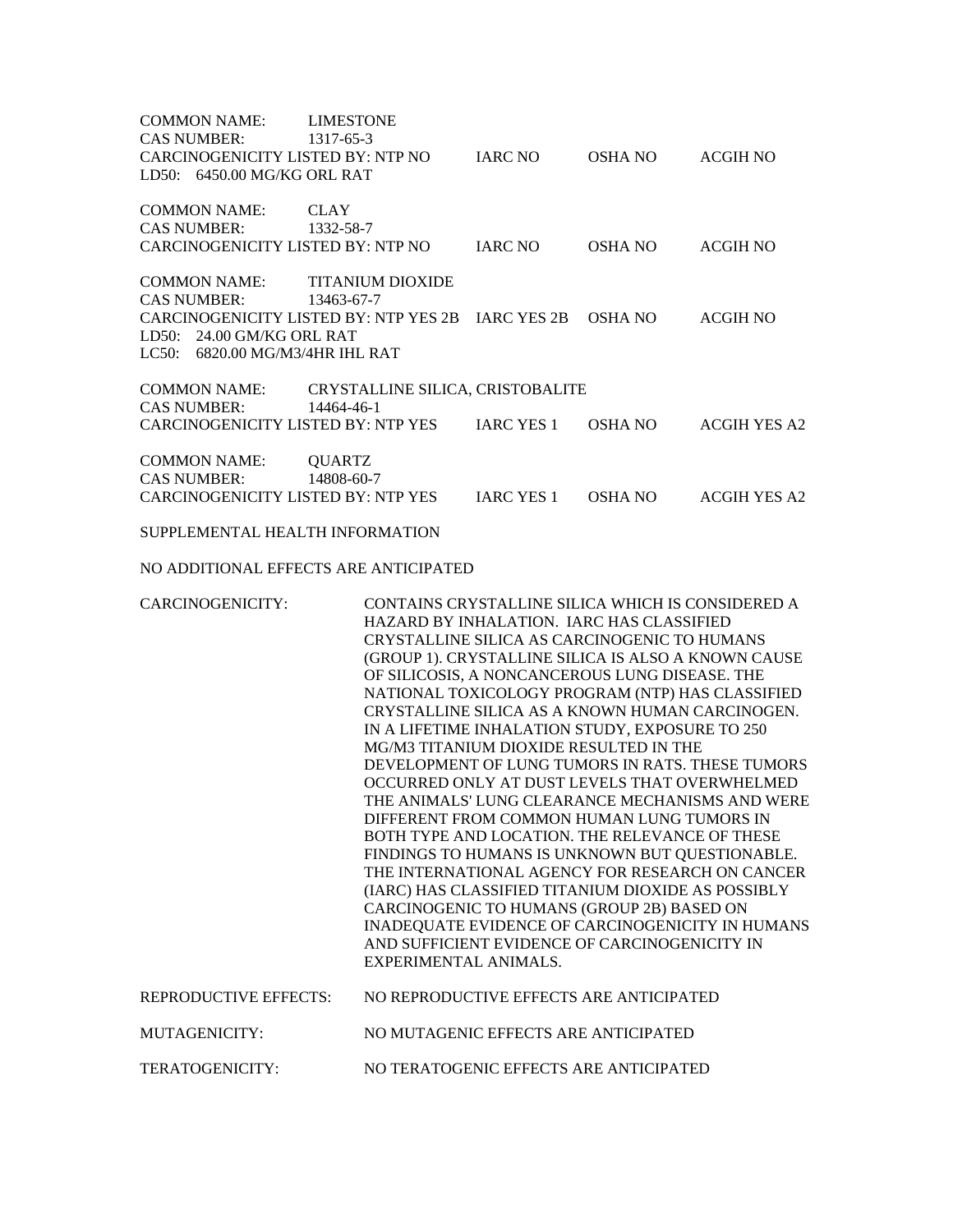COMMON NAME: LIMESTONE
CAS NUMBER: 1317-65-3
CARCINOGENICITY LISTED BY: NTP NO IARC NO OSHA NO ACGIH NO
LD50: 6450.00 MG/KG ORL RAT

COMMON NAME: CLAY
CAS NUMBER: 1332-58-7
CARCINOGENICITY LISTED BY: NTP NO IARC NO OSHA NO ACGIH NO

COMMON NAME: TITANIUM DIOXIDE
CAS NUMBER: 13463-67-7
CARCINOGENICITY LISTED BY: NTP YES 2B IARC YES 2B OSHA NO ACGIH NO
LD50: 24.00 GM/KG ORL RAT
LC50: 6820.00 MG/M3/4HR IHL RAT

COMMON NAME: CRYSTALLINE SILICA, CRISTOBALITE
CAS NUMBER: 14464-46-1
CARCINOGENICITY LISTED BY: NTP YES IARC YES 1 OSHA NO ACGIH YES A2

COMMON NAME: QUARTZ
CAS NUMBER: 14808-60-7
CARCINOGENICITY LISTED BY: NTP YES IARC YES 1 OSHA NO ACGIH YES A2

SUPPLEMENTAL HEALTH INFORMATION

NO ADDITIONAL EFFECTS ARE ANTICIPATED

CARCINOGENICITY: CONTAINS CRYSTALLINE SILICA WHICH IS CONSIDERED A HAZARD BY INHALATION. IARC HAS CLASSIFIED CRYSTALLINE SILICA AS CARCINOGENIC TO HUMANS (GROUP 1). CRYSTALLINE SILICA IS ALSO A KNOWN CAUSE OF SILICOSIS, A NONCANCEROUS LUNG DISEASE. THE NATIONAL TOXICOLOGY PROGRAM (NTP) HAS CLASSIFIED CRYSTALLINE SILICA AS A KNOWN HUMAN CARCINOGEN. IN A LIFETIME INHALATION STUDY, EXPOSURE TO 250 MG/M3 TITANIUM DIOXIDE RESULTED IN THE DEVELOPMENT OF LUNG TUMORS IN RATS. THESE TUMORS OCCURRED ONLY AT DUST LEVELS THAT OVERWHELMED THE ANIMALS' LUNG CLEARANCE MECHANISMS AND WERE DIFFERENT FROM COMMON HUMAN LUNG TUMORS IN BOTH TYPE AND LOCATION. THE RELEVANCE OF THESE FINDINGS TO HUMANS IS UNKNOWN BUT QUESTIONABLE. THE INTERNATIONAL AGENCY FOR RESEARCH ON CANCER (IARC) HAS CLASSIFIED TITANIUM DIOXIDE AS POSSIBLY CARCINOGENIC TO HUMANS (GROUP 2B) BASED ON INADEQUATE EVIDENCE OF CARCINOGENICITY IN HUMANS AND SUFFICIENT EVIDENCE OF CARCINOGENICITY IN EXPERIMENTAL ANIMALS.

REPRODUCTIVE EFFECTS: NO REPRODUCTIVE EFFECTS ARE ANTICIPATED

MUTAGENICITY: NO MUTAGENIC EFFECTS ARE ANTICIPATED

TERATOGENICITY: NO TERATOGENIC EFFECTS ARE ANTICIPATED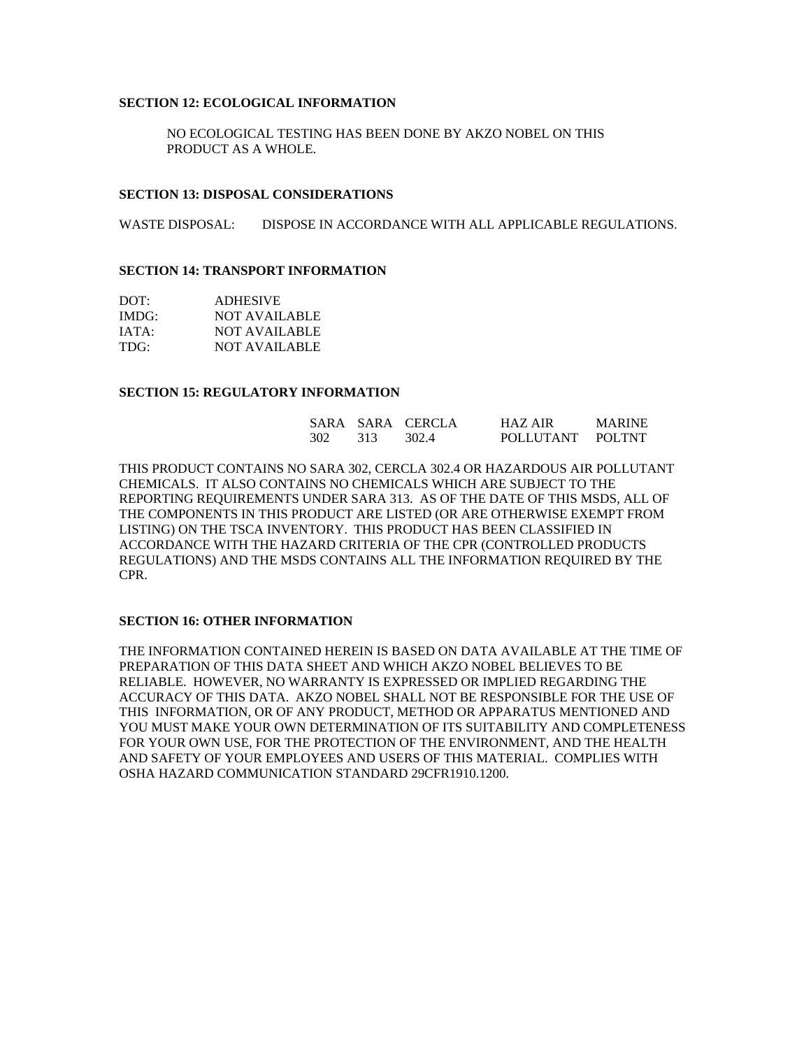**SECTION 12: ECOLOGICAL INFORMATION**

NO ECOLOGICAL TESTING HAS BEEN DONE BY AKZO NOBEL ON THIS PRODUCT AS A WHOLE.

**SECTION 13: DISPOSAL CONSIDERATIONS**

WASTE DISPOSAL: DISPOSE IN ACCORDANCE WITH ALL APPLICABLE REGULATIONS.

**SECTION 14: TRANSPORT INFORMATION**

| | |
|---|---|
| DOT: | ADHESIVE |
| IMDG: | NOT AVAILABLE |
| IATA: | NOT AVAILABLE |
| TDG: | NOT AVAILABLE |

**SECTION 15: REGULATORY INFORMATION**

| SARA 302 | SARA 313 | CERCLA 302.4 | HAZ AIR POLLUTANT | MARINE POLTNT |
|---|---|---|---|---|

THIS PRODUCT CONTAINS NO SARA 302, CERCLA 302.4 OR HAZARDOUS AIR POLLUTANT CHEMICALS. IT ALSO CONTAINS NO CHEMICALS WHICH ARE SUBJECT TO THE REPORTING REQUIREMENTS UNDER SARA 313. AS OF THE DATE OF THIS MSDS, ALL OF THE COMPONENTS IN THIS PRODUCT ARE LISTED (OR ARE OTHERWISE EXEMPT FROM LISTING) ON THE TSCA INVENTORY. THIS PRODUCT HAS BEEN CLASSIFIED IN ACCORDANCE WITH THE HAZARD CRITERIA OF THE CPR (CONTROLLED PRODUCTS REGULATIONS) AND THE MSDS CONTAINS ALL THE INFORMATION REQUIRED BY THE CPR.

**SECTION 16: OTHER INFORMATION**

THE INFORMATION CONTAINED HEREIN IS BASED ON DATA AVAILABLE AT THE TIME OF PREPARATION OF THIS DATA SHEET AND WHICH AKZO NOBEL BELIEVES TO BE RELIABLE. HOWEVER, NO WARRANTY IS EXPRESSED OR IMPLIED REGARDING THE ACCURACY OF THIS DATA. AKZO NOBEL SHALL NOT BE RESPONSIBLE FOR THE USE OF THIS INFORMATION, OR OF ANY PRODUCT, METHOD OR APPARATUS MENTIONED AND YOU MUST MAKE YOUR OWN DETERMINATION OF ITS SUITABILITY AND COMPLETENESS FOR YOUR OWN USE, FOR THE PROTECTION OF THE ENVIRONMENT, AND THE HEALTH AND SAFETY OF YOUR EMPLOYEES AND USERS OF THIS MATERIAL. COMPLIES WITH OSHA HAZARD COMMUNICATION STANDARD 29CFR1910.1200.